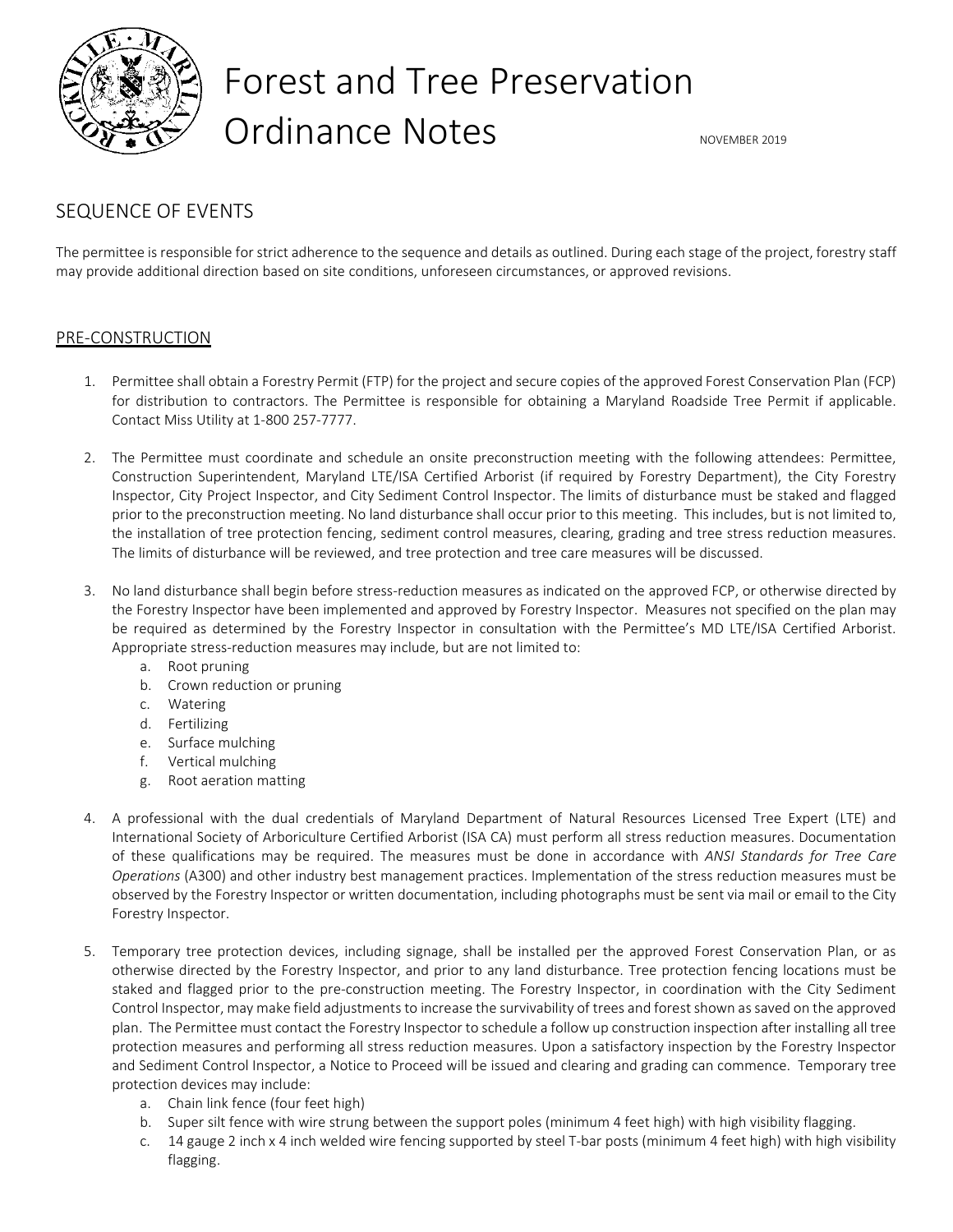# Forest and Tree Preservation Ordinance Notes

NOVEMBER 2019

## SEQUENCE OF EVENTS

The permittee is responsible for strict adherence to the sequence and details as outlined. During each stage of the project, forestry staff may provide additional direction based on site conditions, unforeseen circumstances, or approved revisions.

### PRE-CONSTRUCTION

1. Permittee shall obtain a Forestry Permit (FTP) for the project and secure copies of the approved Forest Conservation Plan (FCP) for distribution to contractors. The Permittee is responsible for obtaining a Maryland Roadside Tree Permit if applicable. Contact Miss Utility at 1-800 257-7777.

2. The Permittee must coordinate and schedule an onsite preconstruction meeting with the following attendees: Permittee, Construction Superintendent, Maryland LTE/ISA Certified Arborist (if required by Forestry Department), the City Forestry Inspector, City Project Inspector, and City Sediment Control Inspector. The limits of disturbance must be staked and flagged prior to the preconstruction meeting. No land disturbance shall occur prior to this meeting. This includes, but is not limited to, the installation of tree protection fencing, sediment control measures, clearing, grading and tree stress reduction measures. The limits of disturbance will be reviewed, and tree protection and tree care measures will be discussed.

3. No land disturbance shall begin before stress-reduction measures as indicated on the approved FCP, or otherwise directed by the Forestry Inspector have been implemented and approved by Forestry Inspector. Measures not specified on the plan may be required as determined by the Forestry Inspector in consultation with the Permittee's MD LTE/ISA Certified Arborist. Appropriate stress-reduction measures may include, but are not limited to:
   a. Root pruning
   b. Crown reduction or pruning
   c. Watering
   d. Fertilizing
   e. Surface mulching
   f. Vertical mulching
   g. Root aeration matting

4. A professional with the dual credentials of Maryland Department of Natural Resources Licensed Tree Expert (LTE) and International Society of Arboriculture Certified Arborist (ISA CA) must perform all stress reduction measures. Documentation of these qualifications may be required. The measures must be done in accordance with *ANSI Standards for Tree Care Operations* (A300) and other industry best management practices. Implementation of the stress reduction measures must be observed by the Forestry Inspector or written documentation, including photographs must be sent via mail or email to the City Forestry Inspector.

5. Temporary tree protection devices, including signage, shall be installed per the approved Forest Conservation Plan, or as otherwise directed by the Forestry Inspector, and prior to any land disturbance. Tree protection fencing locations must be staked and flagged prior to the pre-construction meeting. The Forestry Inspector, in coordination with the City Sediment Control Inspector, may make field adjustments to increase the survivability of trees and forest shown as saved on the approved plan. The Permittee must contact the Forestry Inspector to schedule a follow up construction inspection after installing all tree protection measures and performing all stress reduction measures. Upon a satisfactory inspection by the Forestry Inspector and Sediment Control Inspector, a Notice to Proceed will be issued and clearing and grading can commence. Temporary tree protection devices may include:
   a. Chain link fence (four feet high)
   b. Super silt fence with wire strung between the support poles (minimum 4 feet high) with high visibility flagging.
   c. 14 gauge 2 inch x 4 inch welded wire fencing supported by steel T-bar posts (minimum 4 feet high) with high visibility flagging.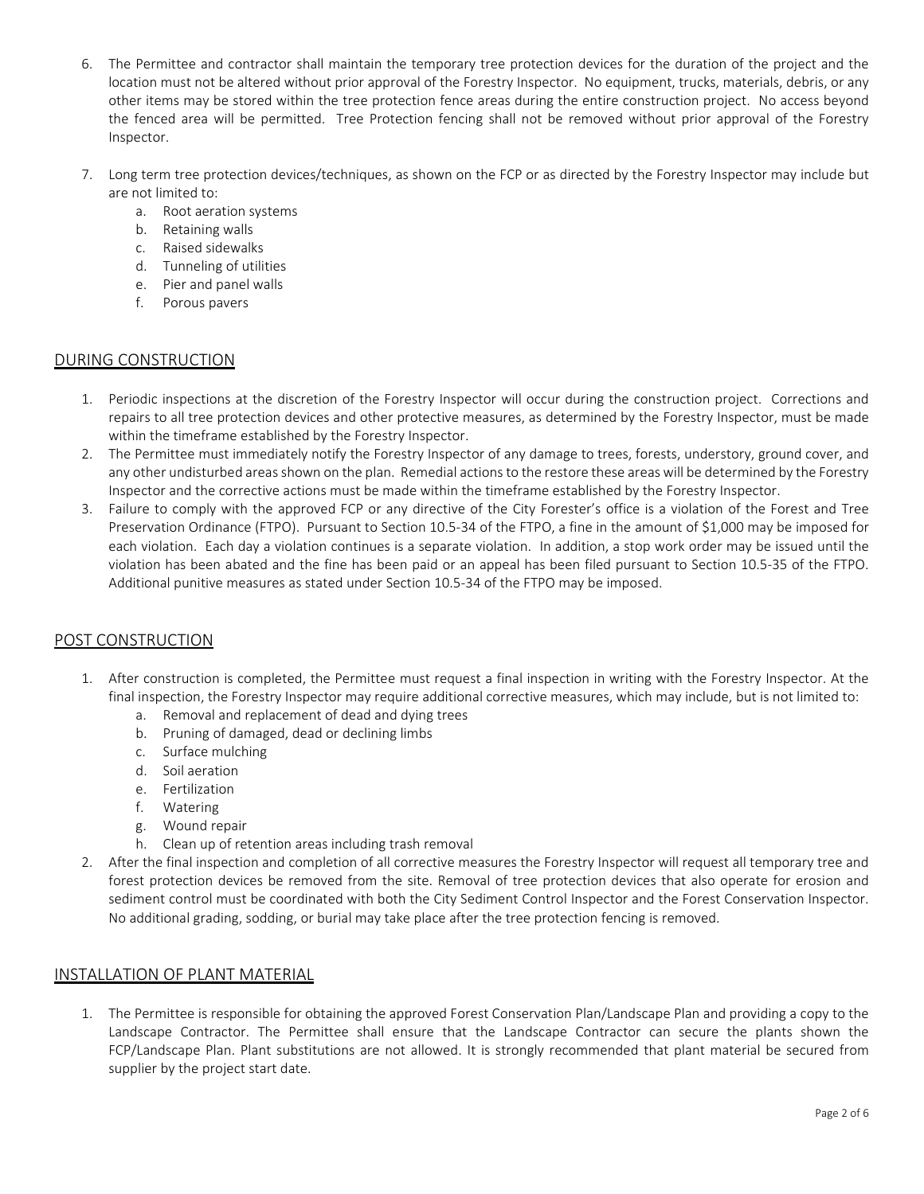6. The Permittee and contractor shall maintain the temporary tree protection devices for the duration of the project and the location must not be altered without prior approval of the Forestry Inspector. No equipment, trucks, materials, debris, or any other items may be stored within the tree protection fence areas during the entire construction project. No access beyond the fenced area will be permitted. Tree Protection fencing shall not be removed without prior approval of the Forestry Inspector.

7. Long term tree protection devices/techniques, as shown on the FCP or as directed by the Forestry Inspector may include but are not limited to:
    a. Root aeration systems
    b. Retaining walls
    c. Raised sidewalks
    d. Tunneling of utilities
    e. Pier and panel walls
    f. Porous pavers

## DURING CONSTRUCTION

1. Periodic inspections at the discretion of the Forestry Inspector will occur during the construction project. Corrections and repairs to all tree protection devices and other protective measures, as determined by the Forestry Inspector, must be made within the timeframe established by the Forestry Inspector.
2. The Permittee must immediately notify the Forestry Inspector of any damage to trees, forests, understory, ground cover, and any other undisturbed areas shown on the plan. Remedial actions to the restore these areas will be determined by the Forestry Inspector and the corrective actions must be made within the timeframe established by the Forestry Inspector.
3. Failure to comply with the approved FCP or any directive of the City Forester's office is a violation of the Forest and Tree Preservation Ordinance (FTPO). Pursuant to Section 10.5-34 of the FTPO, a fine in the amount of $1,000 may be imposed for each violation. Each day a violation continues is a separate violation. In addition, a stop work order may be issued until the violation has been abated and the fine has been paid or an appeal has been filed pursuant to Section 10.5-35 of the FTPO. Additional punitive measures as stated under Section 10.5-34 of the FTPO may be imposed.

## POST CONSTRUCTION

1. After construction is completed, the Permittee must request a final inspection in writing with the Forestry Inspector. At the final inspection, the Forestry Inspector may require additional corrective measures, which may include, but is not limited to:
    a. Removal and replacement of dead and dying trees
    b. Pruning of damaged, dead or declining limbs
    c. Surface mulching
    d. Soil aeration
    e. Fertilization
    f. Watering
    g. Wound repair
    h. Clean up of retention areas including trash removal
2. After the final inspection and completion of all corrective measures the Forestry Inspector will request all temporary tree and forest protection devices be removed from the site. Removal of tree protection devices that also operate for erosion and sediment control must be coordinated with both the City Sediment Control Inspector and the Forest Conservation Inspector. No additional grading, sodding, or burial may take place after the tree protection fencing is removed.

## INSTALLATION OF PLANT MATERIAL

1. The Permittee is responsible for obtaining the approved Forest Conservation Plan/Landscape Plan and providing a copy to the Landscape Contractor. The Permittee shall ensure that the Landscape Contractor can secure the plants shown the FCP/Landscape Plan. Plant substitutions are not allowed. It is strongly recommended that plant material be secured from supplier by the project start date.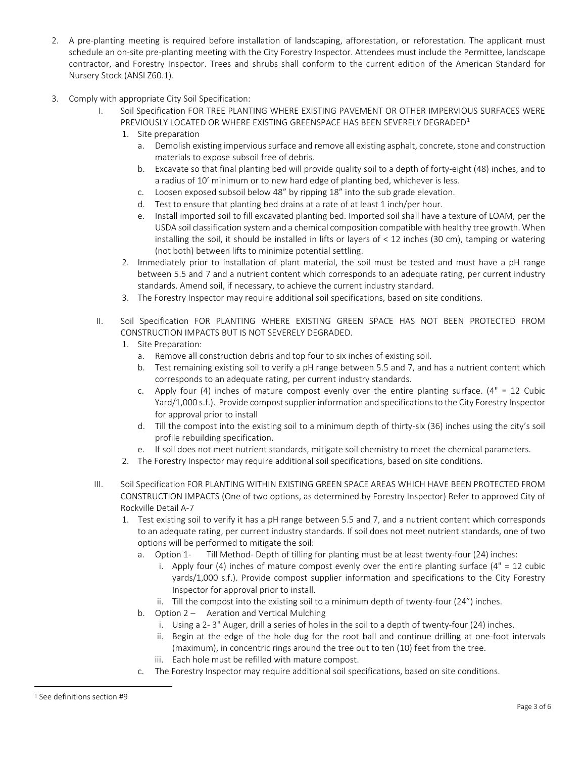2. A pre-planting meeting is required before installation of landscaping, afforestation, or reforestation. The applicant must schedule an on-site pre-planting meeting with the City Forestry Inspector. Attendees must include the Permittee, landscape contractor, and Forestry Inspector. Trees and shrubs shall conform to the current edition of the American Standard for Nursery Stock (ANSI Z60.1).

3. Comply with appropriate City Soil Specification:

   I. Soil Specification FOR TREE PLANTING WHERE EXISTING PAVEMENT OR OTHER IMPERVIOUS SURFACES WERE PREVIOUSLY LOCATED OR WHERE EXISTING GREENSPACE HAS BEEN SEVERELY DEGRADED[1]

      1. Site preparation
         a. Demolish existing impervious surface and remove all existing asphalt, concrete, stone and construction materials to expose subsoil free of debris.
         b. Excavate so that final planting bed will provide quality soil to a depth of forty-eight (48) inches, and to a radius of 10' minimum or to new hard edge of planting bed, whichever is less.
         c. Loosen exposed subsoil below 48" by ripping 18" into the sub grade elevation.
         d. Test to ensure that planting bed drains at a rate of at least 1 inch/per hour.
         e. Install imported soil to fill excavated planting bed. Imported soil shall have a texture of LOAM, per the USDA soil classification system and a chemical composition compatible with healthy tree growth. When installing the soil, it should be installed in lifts or layers of < 12 inches (30 cm), tamping or watering (not both) between lifts to minimize potential settling.
      2. Immediately prior to installation of plant material, the soil must be tested and must have a pH range between 5.5 and 7 and a nutrient content which corresponds to an adequate rating, per current industry standards. Amend soil, if necessary, to achieve the current industry standard.
      3. The Forestry Inspector may require additional soil specifications, based on site conditions.

   II. Soil Specification FOR PLANTING WHERE EXISTING GREEN SPACE HAS NOT BEEN PROTECTED FROM CONSTRUCTION IMPACTS BUT IS NOT SEVERELY DEGRADED.

      1. Site Preparation:
         a. Remove all construction debris and top four to six inches of existing soil.
         b. Test remaining existing soil to verify a pH range between 5.5 and 7, and has a nutrient content which corresponds to an adequate rating, per current industry standards.
         c. Apply four (4) inches of mature compost evenly over the entire planting surface. (4" = 12 Cubic Yard/1,000 s.f.). Provide compost supplier information and specifications to the City Forestry Inspector for approval prior to install
         d. Till the compost into the existing soil to a minimum depth of thirty-six (36) inches using the city's soil profile rebuilding specification.
         e. If soil does not meet nutrient standards, mitigate soil chemistry to meet the chemical parameters.
      2. The Forestry Inspector may require additional soil specifications, based on site conditions.

   III. Soil Specification FOR PLANTING WITHIN EXISTING GREEN SPACE AREAS WHICH HAVE BEEN PROTECTED FROM CONSTRUCTION IMPACTS (One of two options, as determined by Forestry Inspector) Refer to approved City of Rockville Detail A-7

      1. Test existing soil to verify it has a pH range between 5.5 and 7, and a nutrient content which corresponds to an adequate rating, per current industry standards. If soil does not meet nutrient standards, one of two options will be performed to mitigate the soil:
         a. Option 1- Till Method- Depth of tilling for planting must be at least twenty-four (24) inches:
            i. Apply four (4) inches of mature compost evenly over the entire planting surface (4" = 12 cubic yards/1,000 s.f.). Provide compost supplier information and specifications to the City Forestry Inspector for approval prior to install.
            ii. Till the compost into the existing soil to a minimum depth of twenty-four (24") inches.
         b. Option 2 – Aeration and Vertical Mulching
            i. Using a 2- 3" Auger, drill a series of holes in the soil to a depth of twenty-four (24) inches.
            ii. Begin at the edge of the hole dug for the root ball and continue drilling at one-foot intervals (maximum), in concentric rings around the tree out to ten (10) feet from the tree.
            iii. Each hole must be refilled with mature compost.
         c. The Forestry Inspector may require additional soil specifications, based on site conditions.

[1] See definitions section #9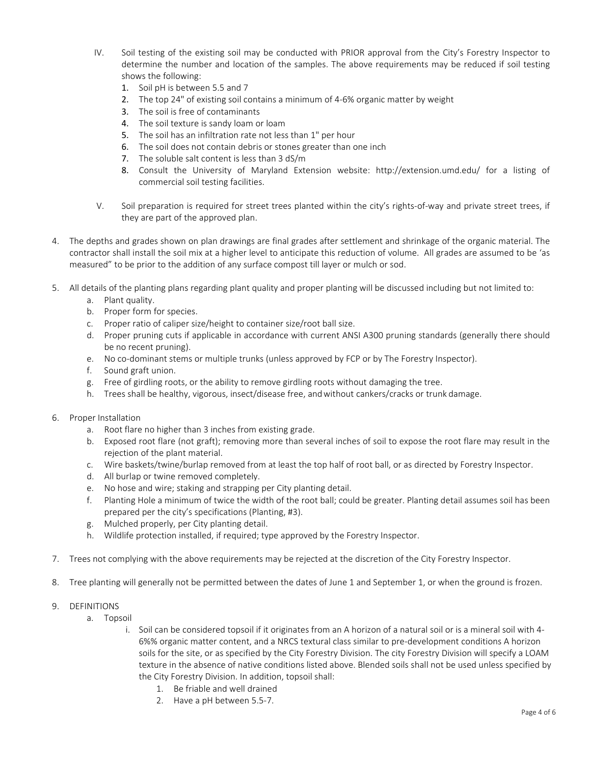IV. Soil testing of the existing soil may be conducted with PRIOR approval from the City's Forestry Inspector to determine the number and location of the samples. The above requirements may be reduced if soil testing shows the following:
   1. Soil pH is between 5.5 and 7
   2. The top 24" of existing soil contains a minimum of 4-6% organic matter by weight
   3. The soil is free of contaminants
   4. The soil texture is sandy loam or loam
   5. The soil has an infiltration rate not less than 1" per hour
   6. The soil does not contain debris or stones greater than one inch
   7. The soluble salt content is less than 3 dS/m
   8. Consult the University of Maryland Extension website: http://extension.umd.edu/ for a listing of commercial soil testing facilities.

V. Soil preparation is required for street trees planted within the city's rights-of-way and private street trees, if they are part of the approved plan.

4. The depths and grades shown on plan drawings are final grades after settlement and shrinkage of the organic material. The contractor shall install the soil mix at a higher level to anticipate this reduction of volume. All grades are assumed to be 'as measured" to be prior to the addition of any surface compost till layer or mulch or sod.

5. All details of the planting plans regarding plant quality and proper planting will be discussed including but not limited to:
   a. Plant quality.
   b. Proper form for species.
   c. Proper ratio of caliper size/height to container size/root ball size.
   d. Proper pruning cuts if applicable in accordance with current ANSI A300 pruning standards (generally there should be no recent pruning).
   e. No co-dominant stems or multiple trunks (unless approved by FCP or by The Forestry Inspector).
   f. Sound graft union.
   g. Free of girdling roots, or the ability to remove girdling roots without damaging the tree.
   h. Trees shall be healthy, vigorous, insect/disease free, and without cankers/cracks or trunk damage.

6. Proper Installation
   a. Root flare no higher than 3 inches from existing grade.
   b. Exposed root flare (not graft); removing more than several inches of soil to expose the root flare may result in the rejection of the plant material.
   c. Wire baskets/twine/burlap removed from at least the top half of root ball, or as directed by Forestry Inspector.
   d. All burlap or twine removed completely.
   e. No hose and wire; staking and strapping per City planting detail.
   f. Planting Hole a minimum of twice the width of the root ball; could be greater. Planting detail assumes soil has been prepared per the city's specifications (Planting, #3).
   g. Mulched properly, per City planting detail.
   h. Wildlife protection installed, if required; type approved by the Forestry Inspector.

7. Trees not complying with the above requirements may be rejected at the discretion of the City Forestry Inspector.

8. Tree planting will generally not be permitted between the dates of June 1 and September 1, or when the ground is frozen.

9. DEFINITIONS
   a. Topsoil
      i. Soil can be considered topsoil if it originates from an A horizon of a natural soil or is a mineral soil with 4-6%% organic matter content, and a NRCS textural class similar to pre-development conditions A horizon soils for the site, or as specified by the City Forestry Division. The city Forestry Division will specify a LOAM texture in the absence of native conditions listed above. Blended soils shall not be used unless specified by the City Forestry Division. In addition, topsoil shall:
         1. Be friable and well drained
         2. Have a pH between 5.5-7.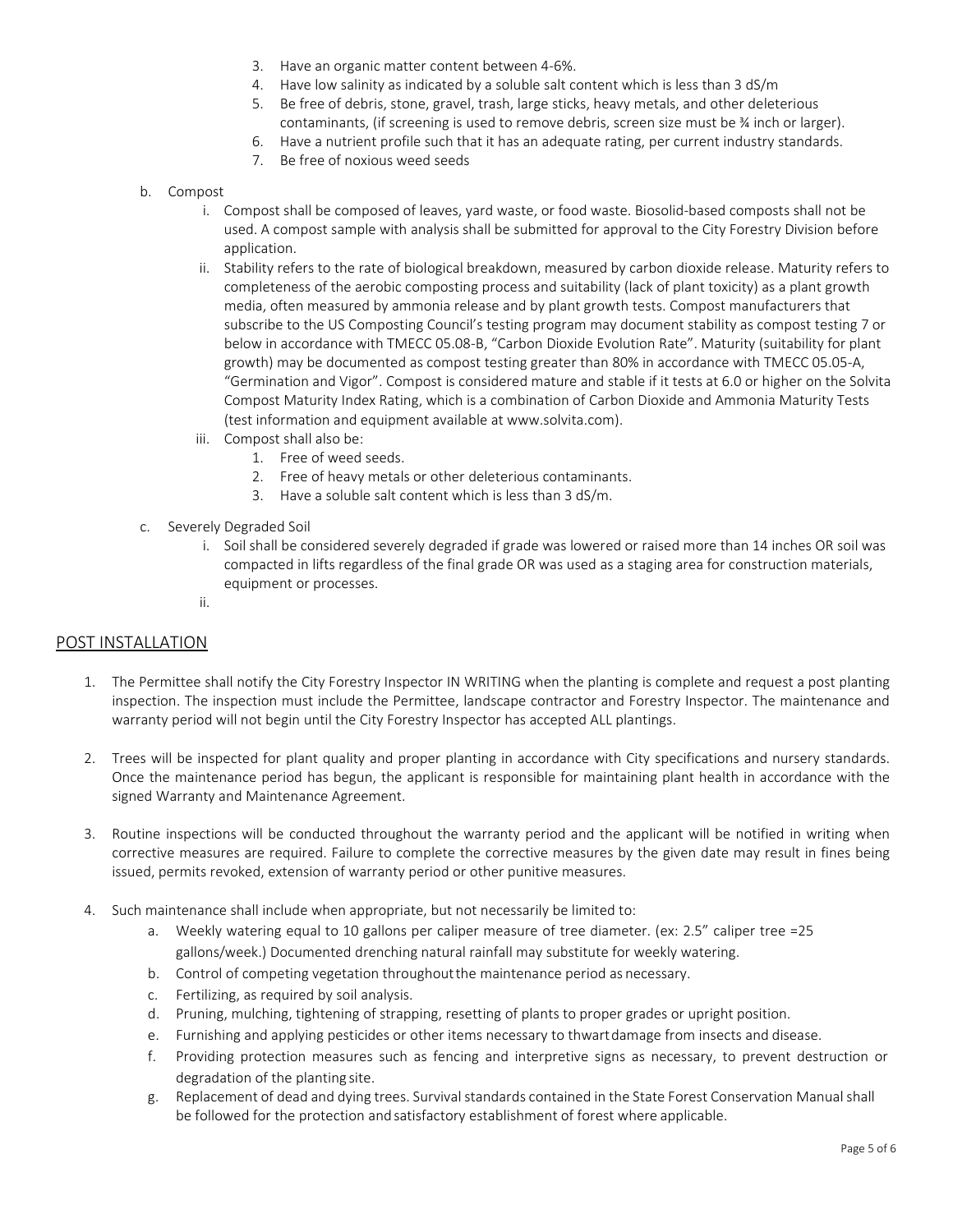3. Have an organic matter content between 4-6%.
4. Have low salinity as indicated by a soluble salt content which is less than 3 dS/m
5. Be free of debris, stone, gravel, trash, large sticks, heavy metals, and other deleterious contaminants, (if screening is used to remove debris, screen size must be ¾ inch or larger).
6. Have a nutrient profile such that it has an adequate rating, per current industry standards.
7. Be free of noxious weed seeds

b. Compost

i. Compost shall be composed of leaves, yard waste, or food waste. Biosolid-based composts shall not be used. A compost sample with analysis shall be submitted for approval to the City Forestry Division before application.

ii. Stability refers to the rate of biological breakdown, measured by carbon dioxide release. Maturity refers to completeness of the aerobic composting process and suitability (lack of plant toxicity) as a plant growth media, often measured by ammonia release and by plant growth tests. Compost manufacturers that subscribe to the US Composting Council's testing program may document stability as compost testing 7 or below in accordance with TMECC 05.08-B, "Carbon Dioxide Evolution Rate". Maturity (suitability for plant growth) may be documented as compost testing greater than 80% in accordance with TMECC 05.05-A, "Germination and Vigor". Compost is considered mature and stable if it tests at 6.0 or higher on the Solvita Compost Maturity Index Rating, which is a combination of Carbon Dioxide and Ammonia Maturity Tests (test information and equipment available at www.solvita.com).

iii. Compost shall also be:
1. Free of weed seeds.
2. Free of heavy metals or other deleterious contaminants.
3. Have a soluble salt content which is less than 3 dS/m.

c. Severely Degraded Soil

i. Soil shall be considered severely degraded if grade was lowered or raised more than 14 inches OR soil was compacted in lifts regardless of the final grade OR was used as a staging area for construction materials, equipment or processes.

ii.

## POST INSTALLATION

1. The Permittee shall notify the City Forestry Inspector IN WRITING when the planting is complete and request a post planting inspection. The inspection must include the Permittee, landscape contractor and Forestry Inspector. The maintenance and warranty period will not begin until the City Forestry Inspector has accepted ALL plantings.

2. Trees will be inspected for plant quality and proper planting in accordance with City specifications and nursery standards. Once the maintenance period has begun, the applicant is responsible for maintaining plant health in accordance with the signed Warranty and Maintenance Agreement.

3. Routine inspections will be conducted throughout the warranty period and the applicant will be notified in writing when corrective measures are required. Failure to complete the corrective measures by the given date may result in fines being issued, permits revoked, extension of warranty period or other punitive measures.

4. Such maintenance shall include when appropriate, but not necessarily be limited to:
   a. Weekly watering equal to 10 gallons per caliper measure of tree diameter. (ex: 2.5" caliper tree =25 gallons/week.) Documented drenching natural rainfall may substitute for weekly watering.
   b. Control of competing vegetation throughout the maintenance period as necessary.
   c. Fertilizing, as required by soil analysis.
   d. Pruning, mulching, tightening of strapping, resetting of plants to proper grades or upright position.
   e. Furnishing and applying pesticides or other items necessary to thwart damage from insects and disease.
   f. Providing protection measures such as fencing and interpretive signs as necessary, to prevent destruction or degradation of the planting site.
   g. Replacement of dead and dying trees. Survival standards contained in the State Forest Conservation Manual shall be followed for the protection and satisfactory establishment of forest where applicable.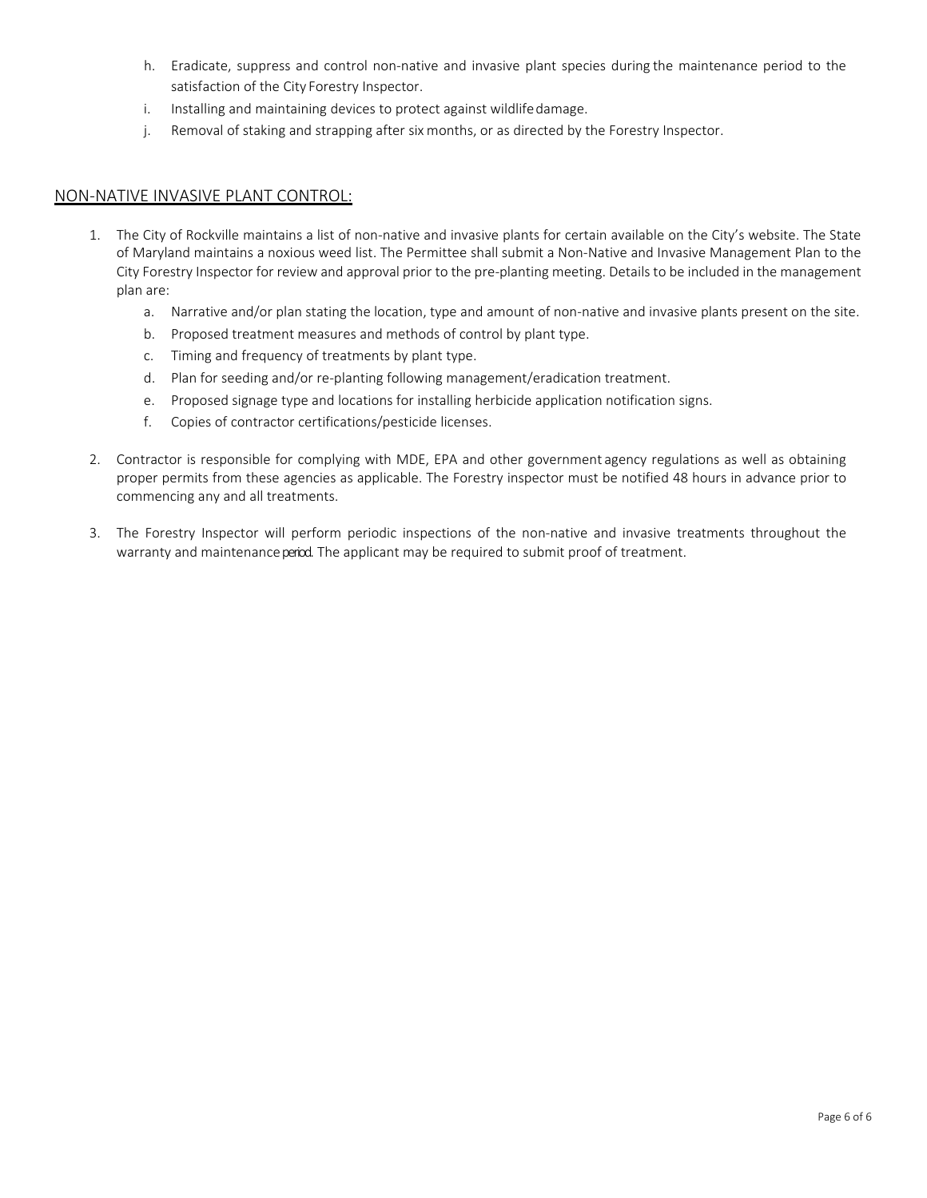h. Eradicate, suppress and control non-native and invasive plant species during the maintenance period to the satisfaction of the City Forestry Inspector.
i. Installing and maintaining devices to protect against wildlife damage.
j. Removal of staking and strapping after six months, or as directed by the Forestry Inspector.

## NON-NATIVE INVASIVE PLANT CONTROL:

1. The City of Rockville maintains a list of non-native and invasive plants for certain available on the City's website. The State of Maryland maintains a noxious weed list. The Permittee shall submit a Non-Native and Invasive Management Plan to the City Forestry Inspector for review and approval prior to the pre-planting meeting. Details to be included in the management plan are:
   a. Narrative and/or plan stating the location, type and amount of non-native and invasive plants present on the site.
   b. Proposed treatment measures and methods of control by plant type.
   c. Timing and frequency of treatments by plant type.
   d. Plan for seeding and/or re-planting following management/eradication treatment.
   e. Proposed signage type and locations for installing herbicide application notification signs.
   f. Copies of contractor certifications/pesticide licenses.

2. Contractor is responsible for complying with MDE, EPA and other government agency regulations as well as obtaining proper permits from these agencies as applicable. The Forestry inspector must be notified 48 hours in advance prior to commencing any and all treatments.

3. The Forestry Inspector will perform periodic inspections of the non-native and invasive treatments throughout the warranty and maintenance period. The applicant may be required to submit proof of treatment.